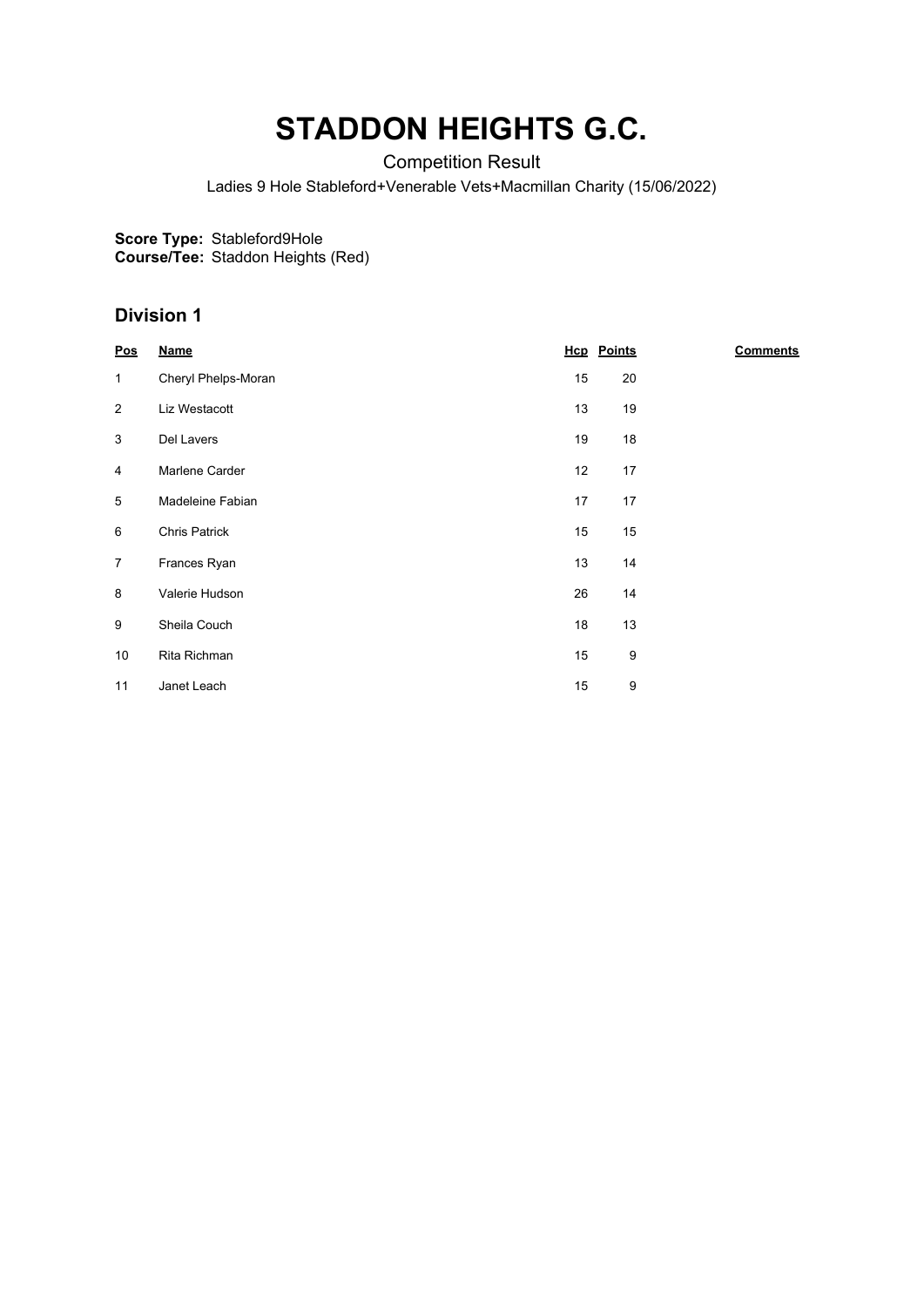# STADDON HEIGHTS G.C.

Competition Result

Ladies 9 Hole Stableford+Venerable Vets+Macmillan Charity (15/06/2022)

**Score Type:** Stableford9Hole
**Course/Tee:** Staddon Heights (Red)

## Division 1

| Pos | Name | Hcp | Points | Comments |
|---|---|---|---|---|
| 1 | Cheryl Phelps-Moran | 15 | 20 | |
| 2 | Liz Westacott | 13 | 19 | |
| 3 | Del Lavers | 19 | 18 | |
| 4 | Marlene Carder | 12 | 17 | |
| 5 | Madeleine Fabian | 17 | 17 | |
| 6 | Chris Patrick | 15 | 15 | |
| 7 | Frances Ryan | 13 | 14 | |
| 8 | Valerie Hudson | 26 | 14 | |
| 9 | Sheila Couch | 18 | 13 | |
| 10 | Rita Richman | 15 | 9 | |
| 11 | Janet Leach | 15 | 9 | |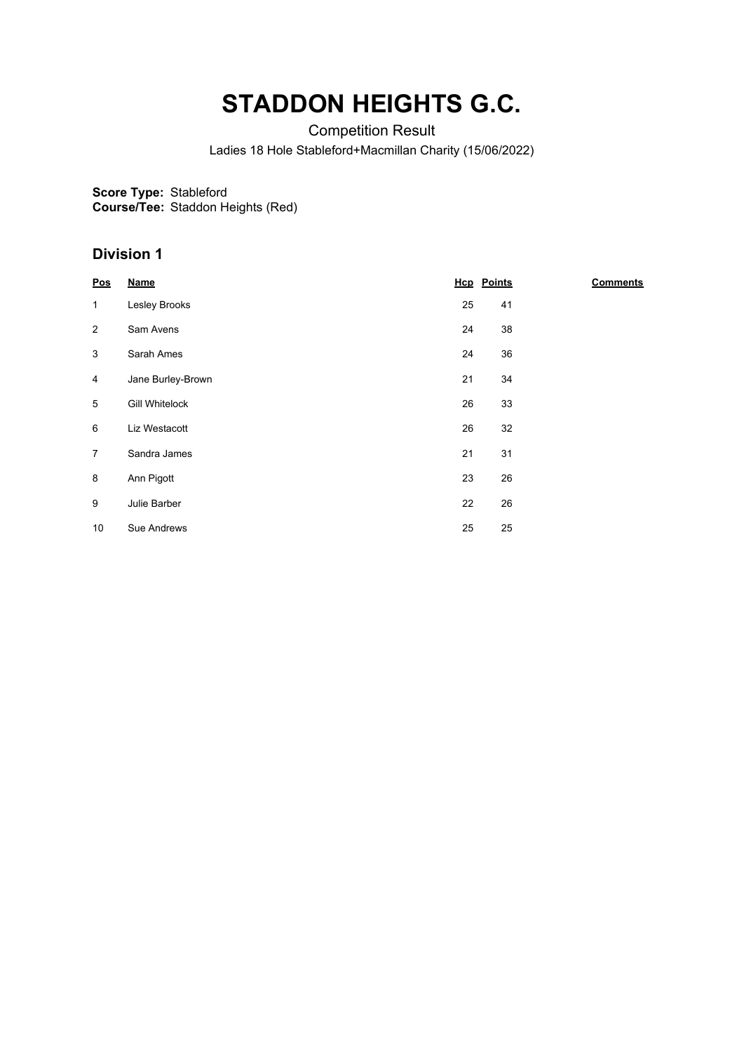# STADDON HEIGHTS G.C.

Competition Result

Ladies 18 Hole Stableford+Macmillan Charity (15/06/2022)

**Score Type:** Stableford
**Course/Tee:** Staddon Heights (Red)

## Division 1

| Pos | Name | Hcp | Points | Comments |
|---|---|---|---|---|
| 1 | Lesley Brooks | 25 | 41 | |
| 2 | Sam Avens | 24 | 38 | |
| 3 | Sarah Ames | 24 | 36 | |
| 4 | Jane Burley-Brown | 21 | 34 | |
| 5 | Gill Whitelock | 26 | 33 | |
| 6 | Liz Westacott | 26 | 32 | |
| 7 | Sandra James | 21 | 31 | |
| 8 | Ann Pigott | 23 | 26 | |
| 9 | Julie Barber | 22 | 26 | |
| 10 | Sue Andrews | 25 | 25 | |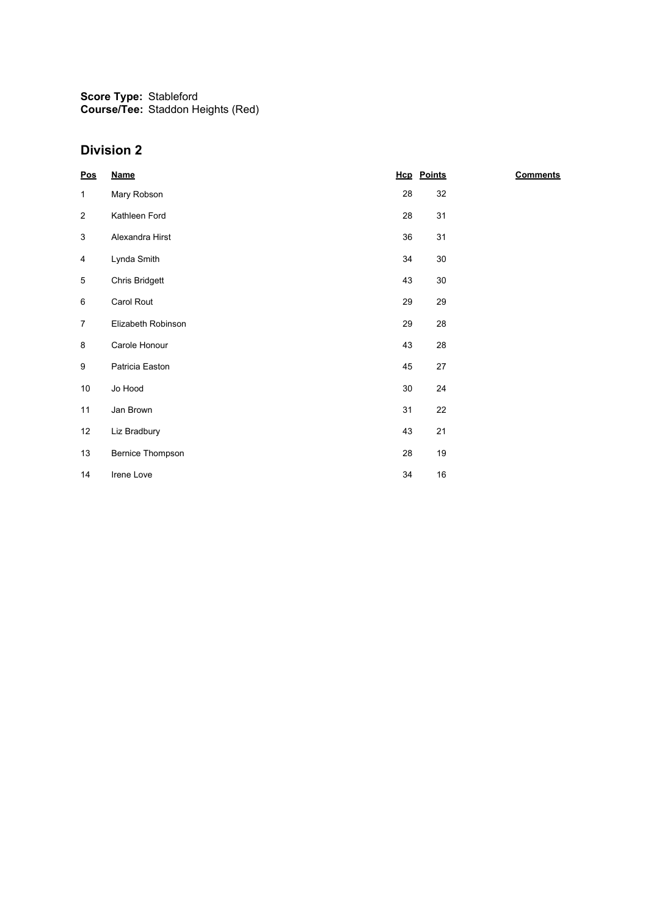**Score Type:** Stableford
**Course/Tee:** Staddon Heights (Red)

## Division 2

| Pos | Name | Hcp | Points | Comments |
|---|---|---|---|---|
| 1 | Mary Robson | 28 | 32 | |
| 2 | Kathleen Ford | 28 | 31 | |
| 3 | Alexandra Hirst | 36 | 31 | |
| 4 | Lynda Smith | 34 | 30 | |
| 5 | Chris Bridgett | 43 | 30 | |
| 6 | Carol Rout | 29 | 29 | |
| 7 | Elizabeth Robinson | 29 | 28 | |
| 8 | Carole Honour | 43 | 28 | |
| 9 | Patricia Easton | 45 | 27 | |
| 10 | Jo Hood | 30 | 24 | |
| 11 | Jan Brown | 31 | 22 | |
| 12 | Liz Bradbury | 43 | 21 | |
| 13 | Bernice Thompson | 28 | 19 | |
| 14 | Irene Love | 34 | 16 | |